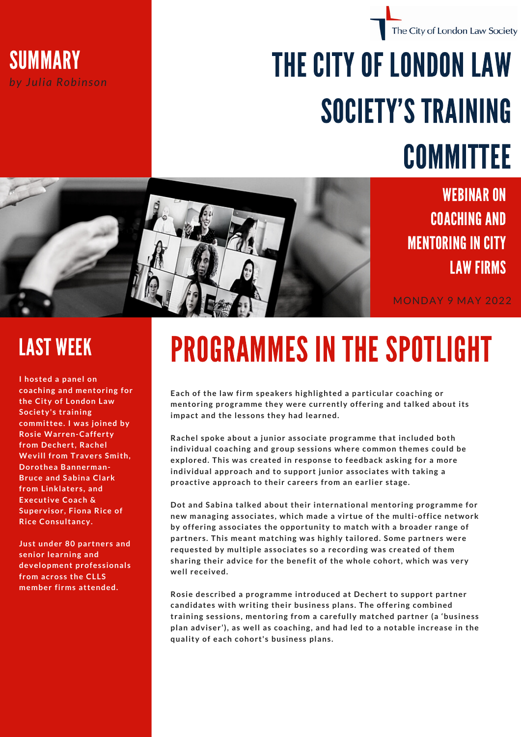The City of London Law Society

# THE CITY OF LONDON LAW SOCIETY'S TRAINING COMMITTEE

## SUMMARY

*by Julia Robinson*

## WEBINAR ON COACHING AND MENTORING IN CITY LAW FIRMS

MONDAY 9 MAY 2022

## LAST WEEK

**I hosted a panel on coaching and mentoring for the City of London Law Society's training committee. I was joined by Rosie Warren-Cafferty from Dechert, Rachel Wevill from Travers Smith, Dorothea Bannerman-Bruce and Sabina Clark from Linklaters, and Executive Coach & Supervisor, Fiona Rice of Rice Consultancy.**

**Just under 80 partners and senior learning and development professionals from across the CLLS member firms attended.**

# PROGRAMMES IN THE SPOTLIGHT

**Each of the law firm speakers highlighted a particular coaching or mentoring programme they were currently offering and talked about its impact and the lessons they had learned.**

**Rachel spoke about a junior associate programme that included both individual coaching and group sessions where common themes could be explored. This was created in response to feedback asking for a more individual approach and to support junior associates with taking a proactive approach to their careers from an earlier stage.**

**Dot and Sabina talked about their international mentoring programme for new managing associates, which made a virtue of the multi-office network by offering associates the opportunity to match with a broader range of partners. This meant matching was highly tailored. Some partners were requested by multiple associates so a recording was created of them sharing their advice for the benefit of the whole cohort, which was very well received.**

**Rosie described a programme introduced at Dechert to support partner candidates with writing their business plans. The offering combined training sessions, mentoring from a carefully matched partner (a 'business plan adviser'), as well as coaching, and had led to a notable increase in the quality of each cohort's business plans.**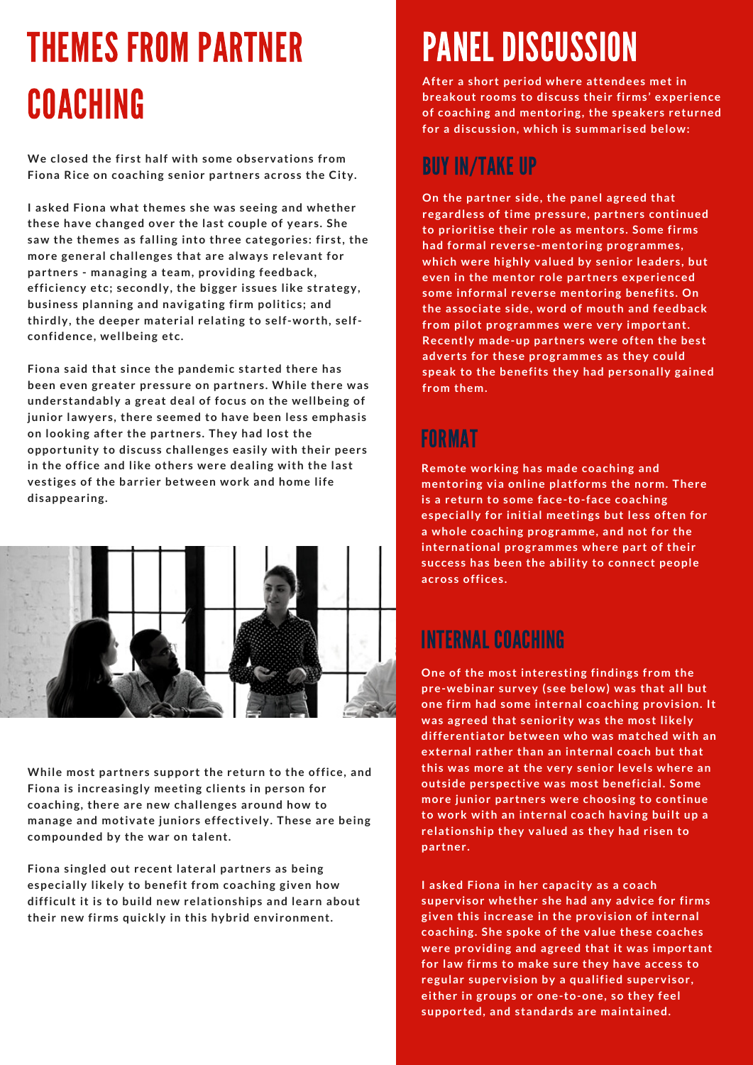# THEMES FROM PARTNER COACHING

We closed the first half with some observations from Fiona Rice on coaching senior partners across the City.

I asked Fiona what themes she was seeing and whether these have changed over the last couple of years. She saw the themes as falling into three categories: first, the more general challenges that are always relevant for partners - managing a team, providing feedback, efficiency etc; secondly, the bigger issues like strategy, business planning and navigating firm politics; and thirdly, the deeper material relating to self-worth, self-confidence, wellbeing etc.

Fiona said that since the pandemic started there has been even greater pressure on partners. While there was understandably a great deal of focus on the wellbeing of junior lawyers, there seemed to have been less emphasis on looking after the partners. They had lost the opportunity to discuss challenges easily with their peers in the office and like others were dealing with the last vestiges of the barrier between work and home life disappearing.

While most partners support the return to the office, and Fiona is increasingly meeting clients in person for coaching, there are new challenges around how to manage and motivate juniors effectively. These are being compounded by the war on talent.

Fiona singled out recent lateral partners as being especially likely to benefit from coaching given how difficult it is to build new relationships and learn about their new firms quickly in this hybrid environment.

# PANEL DISCUSSION

After a short period where attendees met in breakout rooms to discuss their firms' experience of coaching and mentoring, the speakers returned for a discussion, which is summarised below:

## BUY IN/TAKE UP

On the partner side, the panel agreed that regardless of time pressure, partners continued to prioritise their role as mentors. Some firms had formal reverse-mentoring programmes, which were highly valued by senior leaders, but even in the mentor role partners experienced some informal reverse mentoring benefits. On the associate side, word of mouth and feedback from pilot programmes were very important. Recently made-up partners were often the best adverts for these programmes as they could speak to the benefits they had personally gained from them.

## FORMAT

Remote working has made coaching and mentoring via online platforms the norm. There is a return to some face-to-face coaching especially for initial meetings but less often for a whole coaching programme, and not for the international programmes where part of their success has been the ability to connect people across offices.

## INTERNAL COACHING

One of the most interesting findings from the pre-webinar survey (see below) was that all but one firm had some internal coaching provision. It was agreed that seniority was the most likely differentiator between who was matched with an external rather than an internal coach but that this was more at the very senior levels where an outside perspective was most beneficial. Some more junior partners were choosing to continue to work with an internal coach having built up a relationship they valued as they had risen to partner.

I asked Fiona in her capacity as a coach supervisor whether she had any advice for firms given this increase in the provision of internal coaching. She spoke of the value these coaches were providing and agreed that it was important for law firms to make sure they have access to regular supervision by a qualified supervisor, either in groups or one-to-one, so they feel supported, and standards are maintained.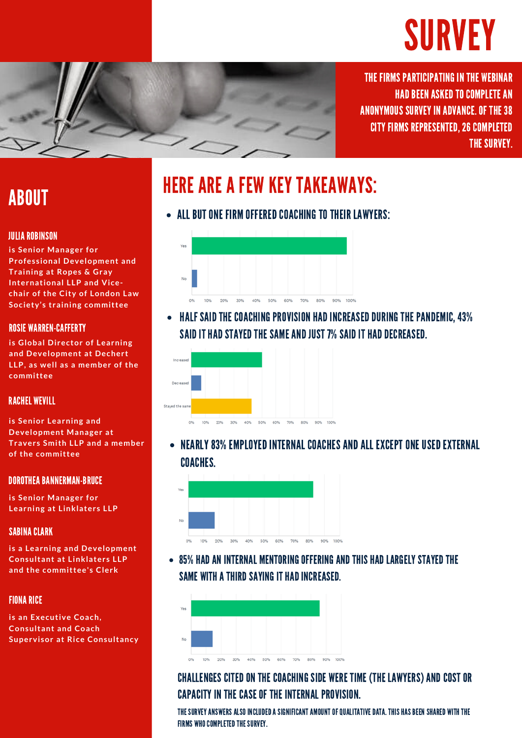# SURVEY

THE FIRMS PARTICIPATING IN THE WEBINAR HAD BEEN ASKED TO COMPLETE AN ANONYMOUS SURVEY IN ADVANCE. OF THE 38 CITY FIRMS REPRESENTED, 26 COMPLETED THE SURVEY.

## ABOUT

### JULIA ROBINSON

is Senior Manager for Professional Development and Training at Ropes & Gray International LLP and Vice-chair of the City of London Law Society's training committee

### ROSIE WARREN-CAFFERTY

is Global Director of Learning and Development at Dechert LLP, as well as a member of the committee

### RACHEL WEVILL

is Senior Learning and Development Manager at Travers Smith LLP and a member of the committee

### DOROTHEA BANNERMAN-BRUCE

is Senior Manager for Learning at Linklaters LLP

### SABINA CLARK

is a Learning and Development Consultant at Linklaters LLP and the committee's Clerk

### FIONA RICE

is an Executive Coach, Consultant and Coach Supervisor at Rice Consultancy

## HERE ARE A FEW KEY TAKEAWAYS:

- ALL BUT ONE FIRM OFFERED COACHING TO THEIR LAWYERS:

Yes
No
0% 10% 20% 30% 40% 50% 60% 70% 80% 90% 100%

- HALF SAID THE COACHING PROVISION HAD INCREASED DURING THE PANDEMIC, 43% SAID IT HAD STAYED THE SAME AND JUST 7% SAID IT HAD DECREASED.

Increased
Decreased
Stayed the same
0% 10% 20% 30% 40% 50% 60% 70% 80% 90% 100%

- NEARLY 83% EMPLOYED INTERNAL COACHES AND ALL EXCEPT ONE USED EXTERNAL COACHES.

Yes
No
0% 10% 20% 30% 40% 50% 60% 70% 80% 90% 100%

- 85% HAD AN INTERNAL MENTORING OFFERING AND THIS HAD LARGELY STAYED THE SAME WITH A THIRD SAYING IT HAD INCREASED.

Yes
No
0% 10% 20% 30% 40% 50% 60% 70% 80% 90% 100%

CHALLENGES CITED ON THE COACHING SIDE WERE TIME (THE LAWYERS) AND COST OR CAPACITY IN THE CASE OF THE INTERNAL PROVISION.

THE SURVEY ANSWERS ALSO INCLUDED A SIGNIFICANT AMOUNT OF QUALITATIVE DATA. THIS HAS BEEN SHARED WITH THE FIRMS WHO COMPLETED THE SURVEY.